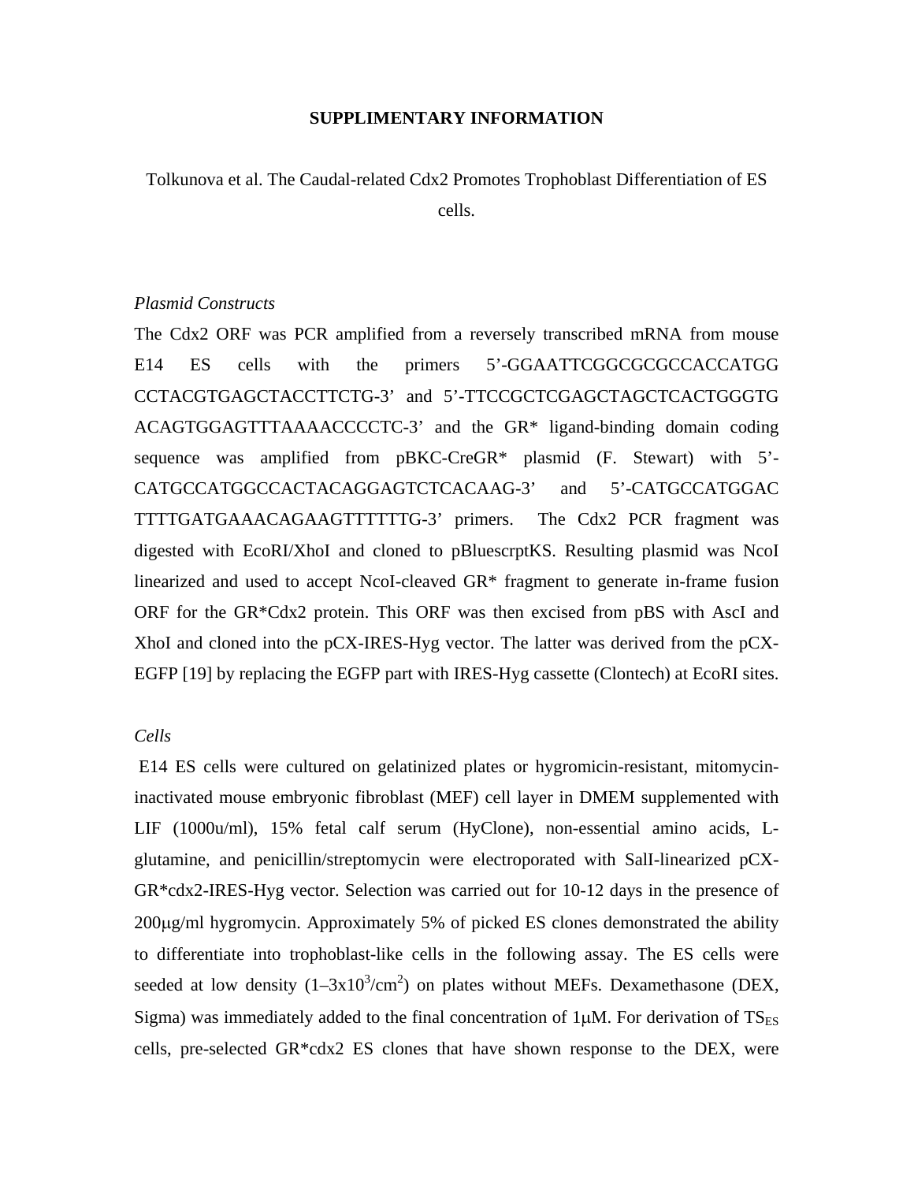**SUPPLIMENTARY INFORMATION**

Tolkunova et al. The Caudal-related Cdx2 Promotes Trophoblast Differentiation of ES cells.

*Plasmid Constructs*

The Cdx2 ORF was PCR amplified from a reversely transcribed mRNA from mouse E14 ES cells with the primers 5’-GGAATTCGGCGCGCCACCATGG CCTACGTGAGCTACCTTCTG-3’ and 5’-TTCCGCTCGAGCTAGCTCACTGGGTG ACAGTGGAGTTTAAAACCCCTC-3’ and the GR* ligand-binding domain coding sequence was amplified from pBKC-CreGR* plasmid (F. Stewart) with 5’-CATGCCATGGCCACTACAGGAGTCTCACAAG-3’ and 5’-CATGCCATGGAC TTTTGATGAAACAGAAGTTTTTTG-3’ primers. The Cdx2 PCR fragment was digested with EcoRI/XhoI and cloned to pBluescrptKS. Resulting plasmid was NcoI linearized and used to accept NcoI-cleaved GR* fragment to generate in-frame fusion ORF for the GR*Cdx2 protein. This ORF was then excised from pBS with AscI and XhoI and cloned into the pCX-IRES-Hyg vector. The latter was derived from the pCX-EGFP [19] by replacing the EGFP part with IRES-Hyg cassette (Clontech) at EcoRI sites.

*Cells*

E14 ES cells were cultured on gelatinized plates or hygromicin-resistant, mitomycin-inactivated mouse embryonic fibroblast (MEF) cell layer in DMEM supplemented with LIF (1000u/ml), 15% fetal calf serum (HyClone), non-essential amino acids, L-glutamine, and penicillin/streptomycin were electroporated with SalI-linearized pCX-GR*cdx2-IRES-Hyg vector. Selection was carried out for 10-12 days in the presence of 200μg/ml hygromycin. Approximately 5% of picked ES clones demonstrated the ability to differentiate into trophoblast-like cells in the following assay. The ES cells were seeded at low density ($1–3x10^3/cm^2$) on plates without MEFs. Dexamethasone (DEX, Sigma) was immediately added to the final concentration of 1μM. For derivation of $TS_{ES}$ cells, pre-selected GR*cdx2 ES clones that have shown response to the DEX, were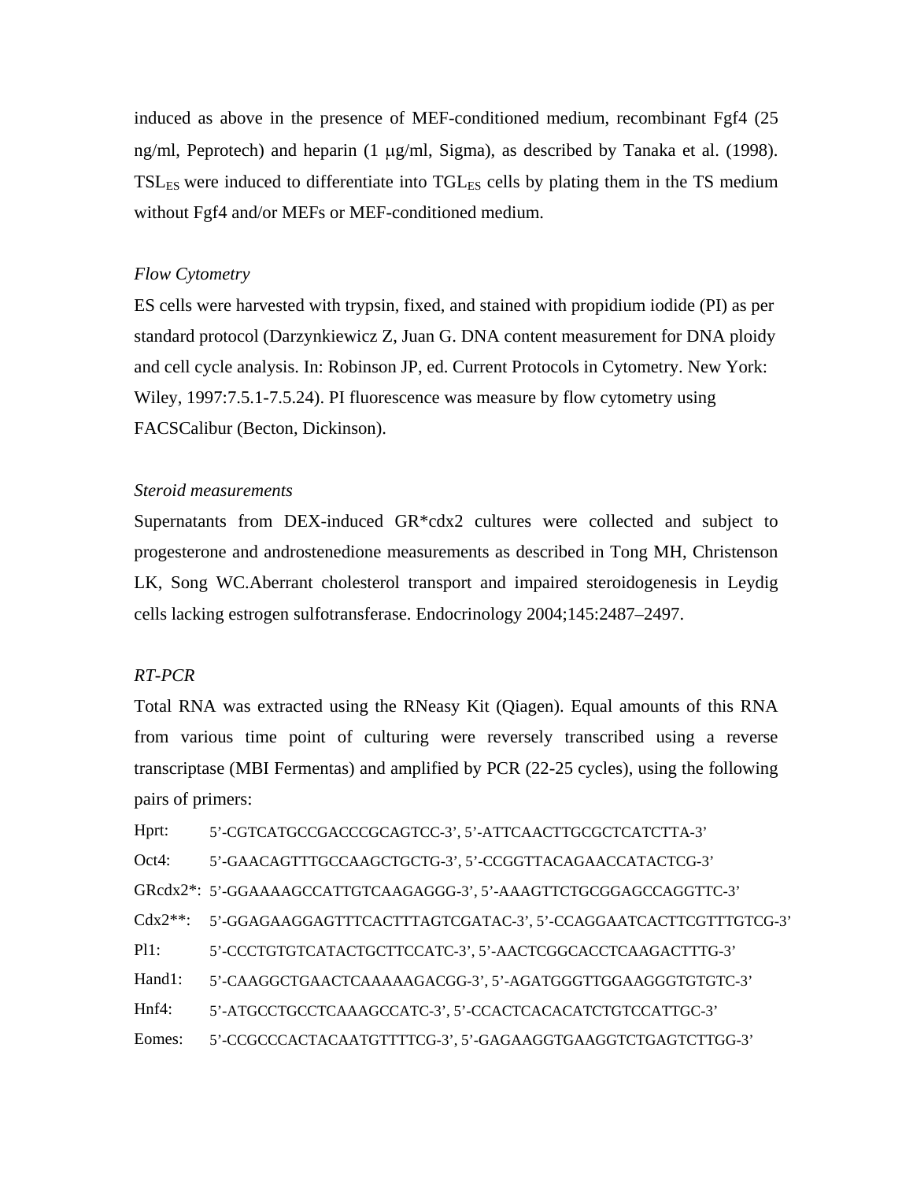induced as above in the presence of MEF-conditioned medium, recombinant Fgf4 (25 ng/ml, Peprotech) and heparin (1 μg/ml, Sigma), as described by Tanaka et al. (1998). $TSL_{ES}$ were induced to differentiate into $TGL_{ES}$ cells by plating them in the TS medium without Fgf4 and/or MEFs or MEF-conditioned medium.

*Flow Cytometry*

ES cells were harvested with trypsin, fixed, and stained with propidium iodide (PI) as per standard protocol (Darzynkiewicz Z, Juan G. DNA content measurement for DNA ploidy and cell cycle analysis. In: Robinson JP, ed. Current Protocols in Cytometry. New York: Wiley, 1997:7.5.1-7.5.24). PI fluorescence was measure by flow cytometry using FACSCalibur (Becton, Dickinson).

*Steroid measurements*

Supernatants from DEX-induced GR*cdx2 cultures were collected and subject to progesterone and androstenedione measurements as described in Tong MH, Christenson LK, Song WC.Aberrant cholesterol transport and impaired steroidogenesis in Leydig cells lacking estrogen sulfotransferase. Endocrinology 2004;145:2487–2497.

*RT-PCR*

Total RNA was extracted using the RNeasy Kit (Qiagen). Equal amounts of this RNA from various time point of culturing were reversely transcribed using a reverse transcriptase (MBI Fermentas) and amplified by PCR (22-25 cycles), using the following pairs of primers:

Hprt: 5'-CGTCATGCCGACCCGCAGTCC-3', 5'-ATTCAACTTGCGCTCATCTTA-3'

Oct4: 5'-GAACAGTTTGCCAAGCTGCTG-3', 5'-CCGGTTACAGAACCATACTCG-3'

GRcdx2*: 5'-GGAAAAGCCATTGTCAAGAGGG-3', 5'-AAAGTTCTGCGGAGCCAGGTTC-3'

Cdx2**: 5'-GGAGAAGGAGTTTCACTTTAGTCGATAC-3', 5'-CCAGGAATCACTTCGTTTGTCG-3'

Pl1: 5'-CCCTGTGTCATACTGCTTCCATC-3', 5'-AACTCGGCACCTCAAGACTTTG-3'

Hand1: 5'-CAAGGCTGAACTCAAAAAGACGG-3', 5'-AGATGGGTTGGAAGGGTGTGTC-3'

Hnf4: 5'-ATGCCTGCCTCAAAGCCATC-3', 5'-CCACTCACACATCTGTCCATTGC-3'

Eomes: 5'-CCGCCCACTACAATGTTTTCG-3', 5'-GAGAAGGTGAAGGTCTGAGTCTTGG-3'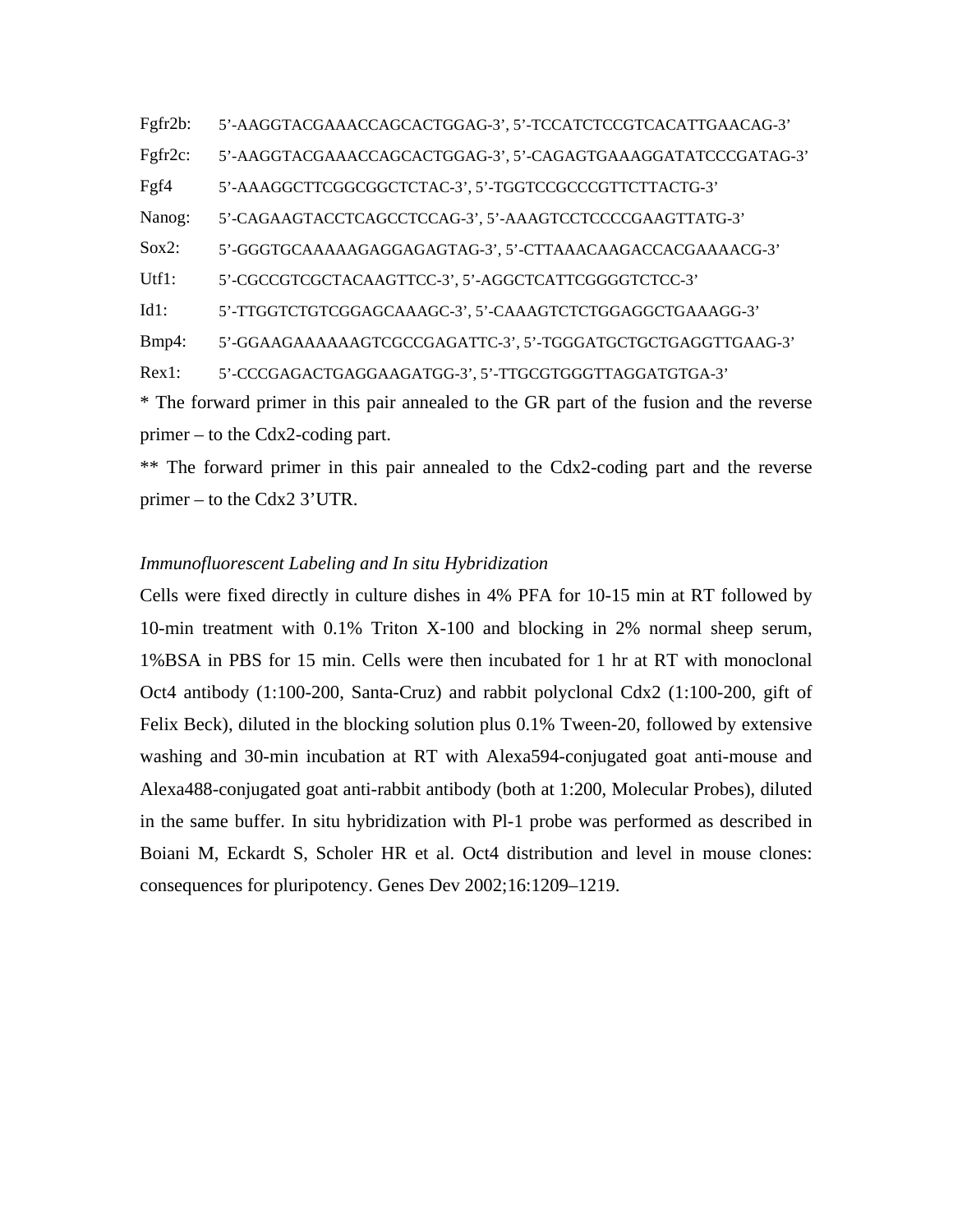Fgfr2b: 5'-AAGGTACGAAACCAGCACTGGAG-3', 5'-TCCATCTCCGTCACATTGAACAG-3'

Fgfr2c: 5'-AAGGTACGAAACCAGCACTGGAG-3', 5'-CAGAGTGAAAGGATATCCCGATAG-3'

Fgf4 5'-AAAGGCTTCGGCGGCTCTAC-3', 5'-TGGTCCGCCCGTTCTTACTG-3'

Nanog: 5'-CAGAAGTACCTCAGCCTCCAG-3', 5'-AAAGTCCTCCCCGAAGTTATG-3'

Sox2: 5'-GGGTGCAAAAAGAGGAGAGTAG-3', 5'-CTTAAACAAGACCACGAAAACG-3'

Utf1: 5'-CGCCGTCGCTACAAGTTCC-3', 5'-AGGCTCATTCGGGGTCTCC-3'

Id1: 5'-TTGGTCTGTCGGAGCAAAGC-3', 5'-CAAAGTCTCTGGAGGCTGAAAGG-3'

Bmp4: 5'-GGAAGAAAAAAGTCGCCGAGATTC-3', 5'-TGGGATGCTGCTGAGGTTGAAG-3'

Rex1: 5'-CCCGAGACTGAGGAAGATGG-3', 5'-TTGCGTGGGTTAGGATGTGA-3'

* The forward primer in this pair annealed to the GR part of the fusion and the reverse primer – to the Cdx2-coding part.

** The forward primer in this pair annealed to the Cdx2-coding part and the reverse primer – to the Cdx2 3'UTR.

*Immunofluorescent Labeling and In situ Hybridization*

Cells were fixed directly in culture dishes in 4% PFA for 10-15 min at RT followed by 10-min treatment with 0.1% Triton X-100 and blocking in 2% normal sheep serum, 1%BSA in PBS for 15 min. Cells were then incubated for 1 hr at RT with monoclonal Oct4 antibody (1:100-200, Santa-Cruz) and rabbit polyclonal Cdx2 (1:100-200, gift of Felix Beck), diluted in the blocking solution plus 0.1% Tween-20, followed by extensive washing and 30-min incubation at RT with Alexa594-conjugated goat anti-mouse and Alexa488-conjugated goat anti-rabbit antibody (both at 1:200, Molecular Probes), diluted in the same buffer. In situ hybridization with Pl-1 probe was performed as described in Boiani M, Eckardt S, Scholer HR et al. Oct4 distribution and level in mouse clones: consequences for pluripotency. Genes Dev 2002;16:1209–1219.